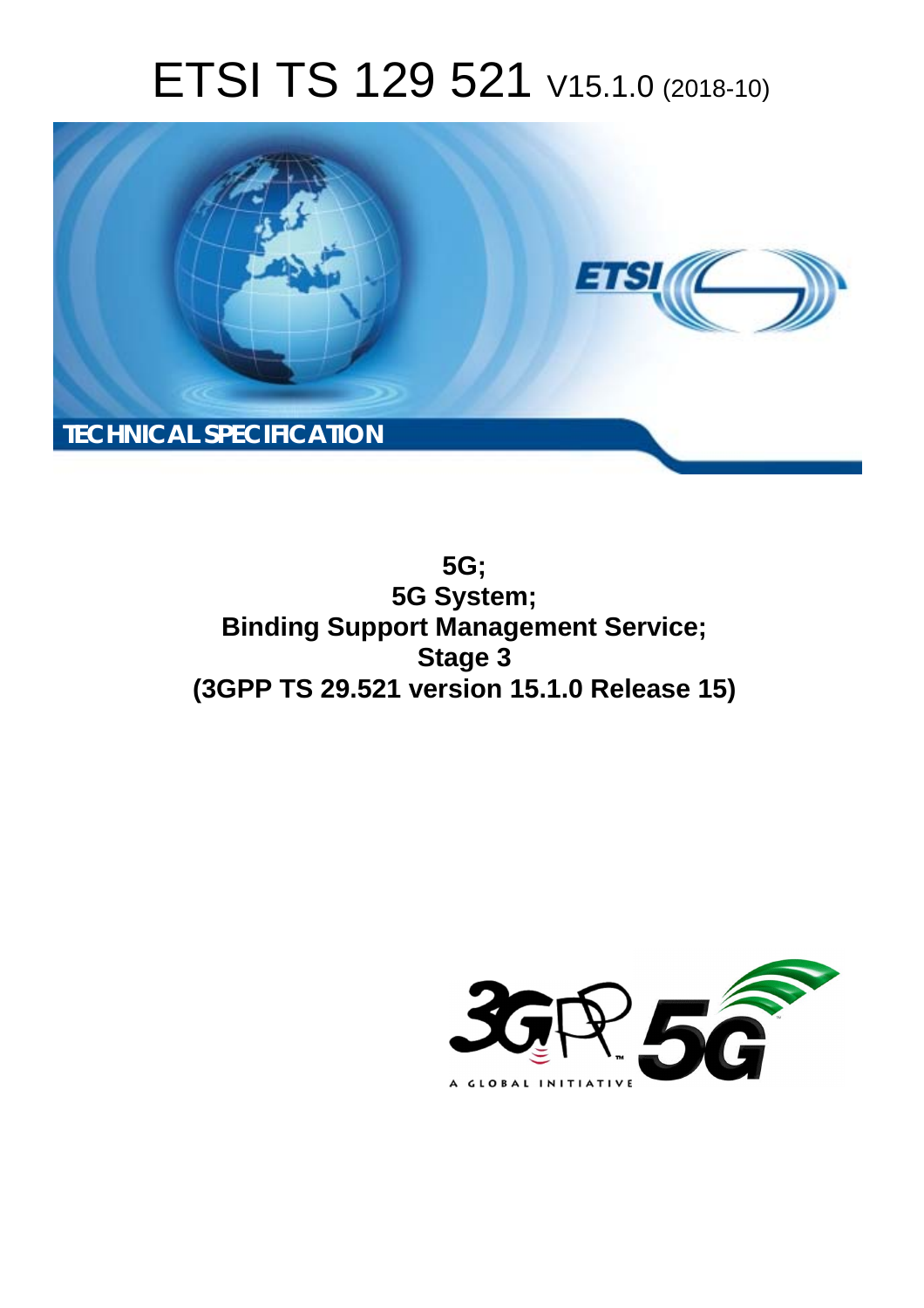# ETSI TS 129 521 V15.1.0 (2018-10)

**TECHNICAL SPECIFICATION**

**5G;**
**5G System;**
**Binding Support Management Service;**
**Stage 3**
**(3GPP TS 29.521 version 15.1.0 Release 15)**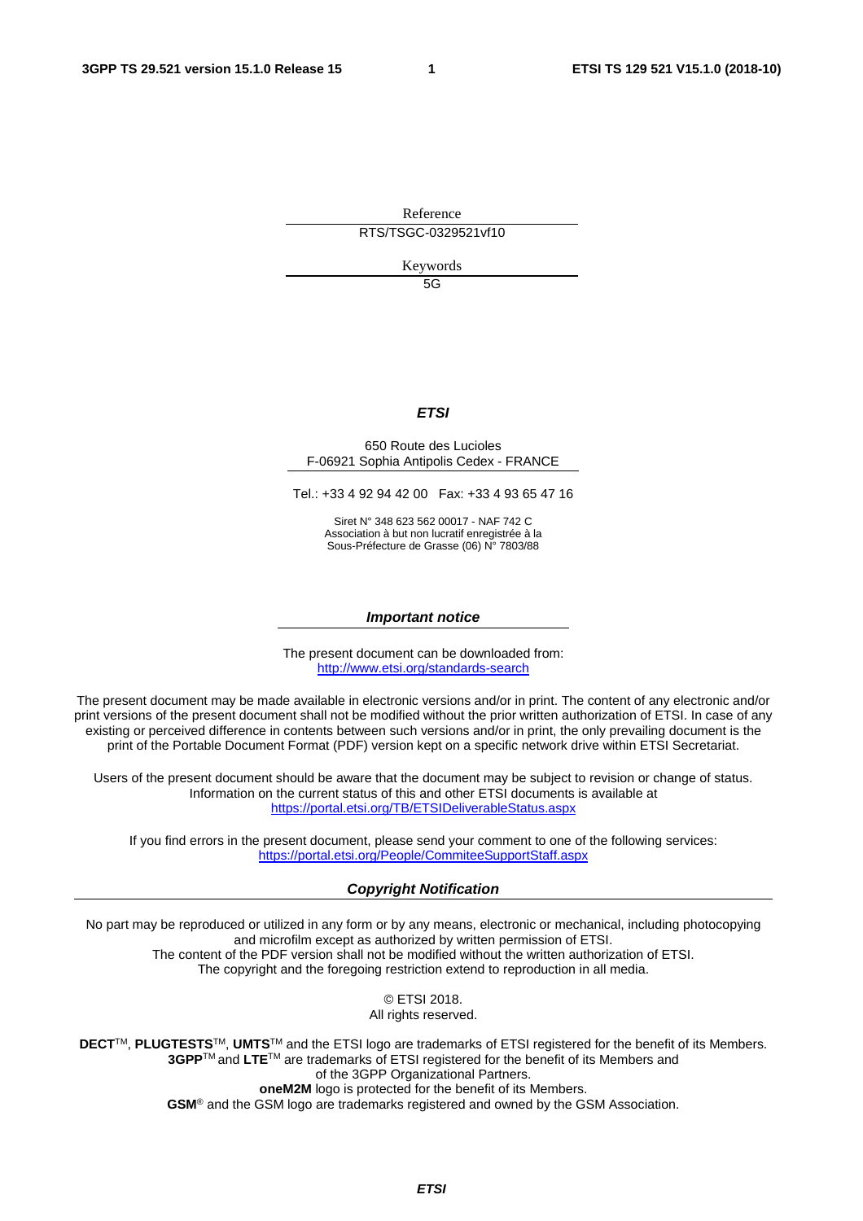Reference

RTS/TSGC-0329521vf10

Keywords

5G

***ETSI***

650 Route des Lucioles
F-06921 Sophia Antipolis Cedex - FRANCE

Tel.: +33 4 92 94 42 00   Fax: +33 4 93 65 47 16

Siret N° 348 623 562 00017 - NAF 742 C
Association à but non lucratif enregistrée à la
Sous-Préfecture de Grasse (06) N° 7803/88

***Important notice***

The present document can be downloaded from:
http://www.etsi.org/standards-search

The present document may be made available in electronic versions and/or in print. The content of any electronic and/or print versions of the present document shall not be modified without the prior written authorization of ETSI. In case of any existing or perceived difference in contents between such versions and/or in print, the only prevailing document is the print of the Portable Document Format (PDF) version kept on a specific network drive within ETSI Secretariat.

Users of the present document should be aware that the document may be subject to revision or change of status. Information on the current status of this and other ETSI documents is available at
https://portal.etsi.org/TB/ETSIDeliverableStatus.aspx

If you find errors in the present document, please send your comment to one of the following services:
https://portal.etsi.org/People/CommiteeSupportStaff.aspx

***Copyright Notification***

No part may be reproduced or utilized in any form or by any means, electronic or mechanical, including photocopying and microfilm except as authorized by written permission of ETSI.
The content of the PDF version shall not be modified without the written authorization of ETSI.
The copyright and the foregoing restriction extend to reproduction in all media.

© ETSI 2018.
All rights reserved.

**DECT**™, **PLUGTESTS**™, **UMTS**™ and the ETSI logo are trademarks of ETSI registered for the benefit of its Members.
**3GPP**™ and **LTE**™ are trademarks of ETSI registered for the benefit of its Members and
of the 3GPP Organizational Partners.
**oneM2M** logo is protected for the benefit of its Members.
**GSM**® and the GSM logo are trademarks registered and owned by the GSM Association.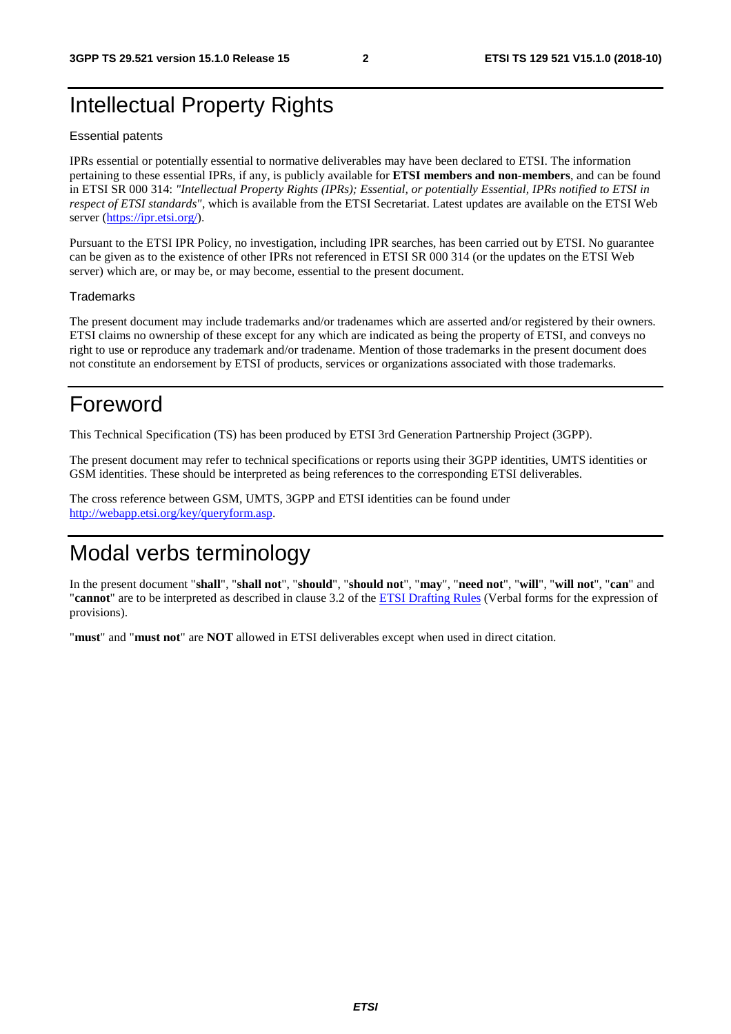# Intellectual Property Rights

Essential patents

IPRs essential or potentially essential to normative deliverables may have been declared to ETSI. The information pertaining to these essential IPRs, if any, is publicly available for **ETSI members and non-members**, and can be found in ETSI SR 000 314: *"Intellectual Property Rights (IPRs); Essential, or potentially Essential, IPRs notified to ETSI in respect of ETSI standards"*, which is available from the ETSI Secretariat. Latest updates are available on the ETSI Web server (https://ipr.etsi.org/).

Pursuant to the ETSI IPR Policy, no investigation, including IPR searches, has been carried out by ETSI. No guarantee can be given as to the existence of other IPRs not referenced in ETSI SR 000 314 (or the updates on the ETSI Web server) which are, or may be, or may become, essential to the present document.

Trademarks

The present document may include trademarks and/or tradenames which are asserted and/or registered by their owners. ETSI claims no ownership of these except for any which are indicated as being the property of ETSI, and conveys no right to use or reproduce any trademark and/or tradename. Mention of those trademarks in the present document does not constitute an endorsement by ETSI of products, services or organizations associated with those trademarks.

# Foreword

This Technical Specification (TS) has been produced by ETSI 3rd Generation Partnership Project (3GPP).

The present document may refer to technical specifications or reports using their 3GPP identities, UMTS identities or GSM identities. These should be interpreted as being references to the corresponding ETSI deliverables.

The cross reference between GSM, UMTS, 3GPP and ETSI identities can be found under http://webapp.etsi.org/key/queryform.asp.

# Modal verbs terminology

In the present document "**shall**", "**shall not**", "**should**", "**should not**", "**may**", "**need not**", "**will**", "**will not**", "**can**" and "**cannot**" are to be interpreted as described in clause 3.2 of the ETSI Drafting Rules (Verbal forms for the expression of provisions).

"**must**" and "**must not**" are **NOT** allowed in ETSI deliverables except when used in direct citation.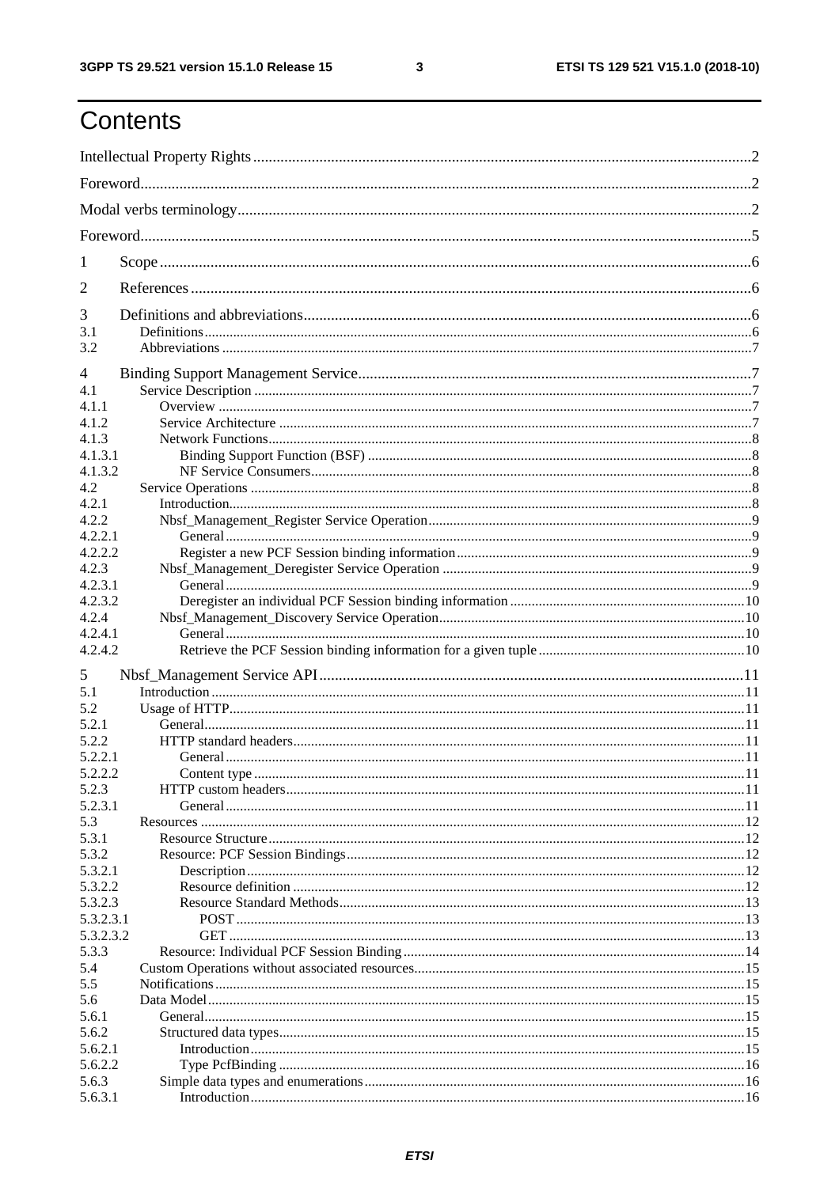# Contents

Intellectual Property Rights ..... 2

Foreword ..... 2

Modal verbs terminology ..... 2

Foreword ..... 5

1 Scope ..... 6

2 References ..... 6

3 Definitions and abbreviations ..... 6
3.1 Definitions ..... 6
3.2 Abbreviations ..... 7

4 Binding Support Management Service ..... 7
4.1 Service Description ..... 7
4.1.1 Overview ..... 7
4.1.2 Service Architecture ..... 7
4.1.3 Network Functions ..... 8
4.1.3.1 Binding Support Function (BSF) ..... 8
4.1.3.2 NF Service Consumers ..... 8
4.2 Service Operations ..... 8
4.2.1 Introduction ..... 8
4.2.2 Nbsf_Management_Register Service Operation ..... 9
4.2.2.1 General ..... 9
4.2.2.2 Register a new PCF Session binding information ..... 9
4.2.3 Nbsf_Management_Deregister Service Operation ..... 9
4.2.3.1 General ..... 9
4.2.3.2 Deregister an individual PCF Session binding information ..... 10
4.2.4 Nbsf_Management_Discovery Service Operation ..... 10
4.2.4.1 General ..... 10
4.2.4.2 Retrieve the PCF Session binding information for a given tuple ..... 10

5 Nbsf_Management Service API ..... 11
5.1 Introduction ..... 11
5.2 Usage of HTTP ..... 11
5.2.1 General ..... 11
5.2.2 HTTP standard headers ..... 11
5.2.2.1 General ..... 11
5.2.2.2 Content type ..... 11
5.2.3 HTTP custom headers ..... 11
5.2.3.1 General ..... 11
5.3 Resources ..... 12
5.3.1 Resource Structure ..... 12
5.3.2 Resource: PCF Session Bindings ..... 12
5.3.2.1 Description ..... 12
5.3.2.2 Resource definition ..... 12
5.3.2.3 Resource Standard Methods ..... 13
5.3.2.3.1 POST ..... 13
5.3.2.3.2 GET ..... 13
5.3.3 Resource: Individual PCF Session Binding ..... 14
5.4 Custom Operations without associated resources ..... 15
5.5 Notifications ..... 15
5.6 Data Model ..... 15
5.6.1 General ..... 15
5.6.2 Structured data types ..... 15
5.6.2.1 Introduction ..... 15
5.6.2.2 Type PcfBinding ..... 16
5.6.3 Simple data types and enumerations ..... 16
5.6.3.1 Introduction ..... 16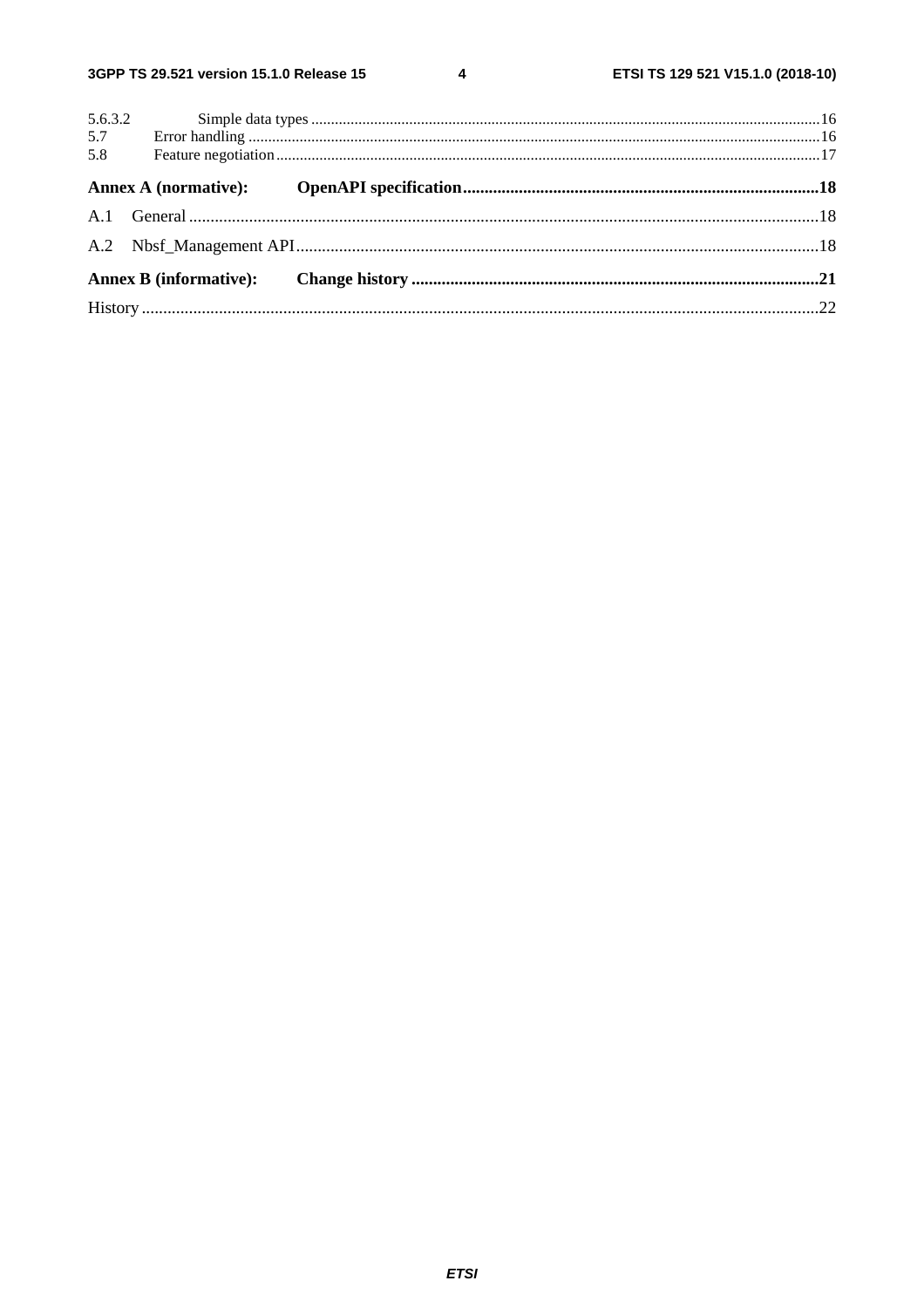5.6.3.2 Simple data types ........................................................................................................................................16
5.7 Error handling ........................................................................................................................................16
5.8 Feature negotiation ........................................................................................................................................17

**Annex A (normative): OpenAPI specification ........................................................................................18**

A.1 General ........................................................................................................................................18

A.2 Nbsf_Management API ........................................................................................................................................18

**Annex B (informative): Change history ........................................................................................21**

History ........................................................................................................................................22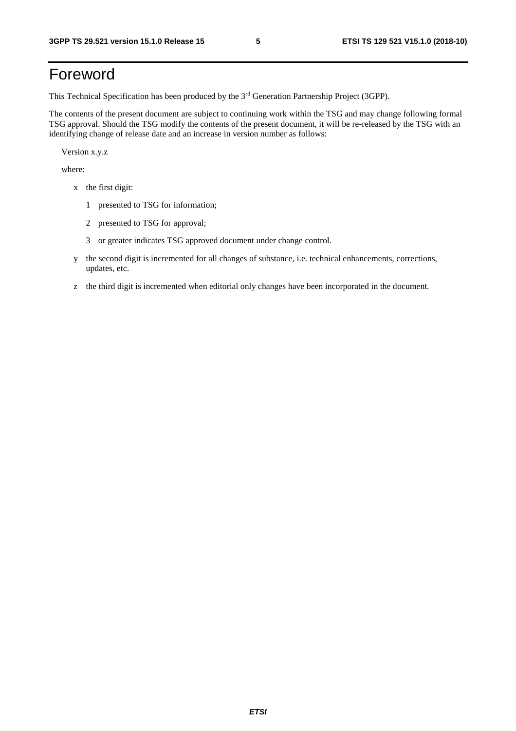# Foreword

This Technical Specification has been produced by the 3rd Generation Partnership Project (3GPP).

The contents of the present document are subject to continuing work within the TSG and may change following formal TSG approval. Should the TSG modify the contents of the present document, it will be re-released by the TSG with an identifying change of release date and an increase in version number as follows:

Version x.y.z

where:

- x the first digit:
  - 1 presented to TSG for information;
  - 2 presented to TSG for approval;
  - 3 or greater indicates TSG approved document under change control.
- y the second digit is incremented for all changes of substance, i.e. technical enhancements, corrections, updates, etc.
- z the third digit is incremented when editorial only changes have been incorporated in the document.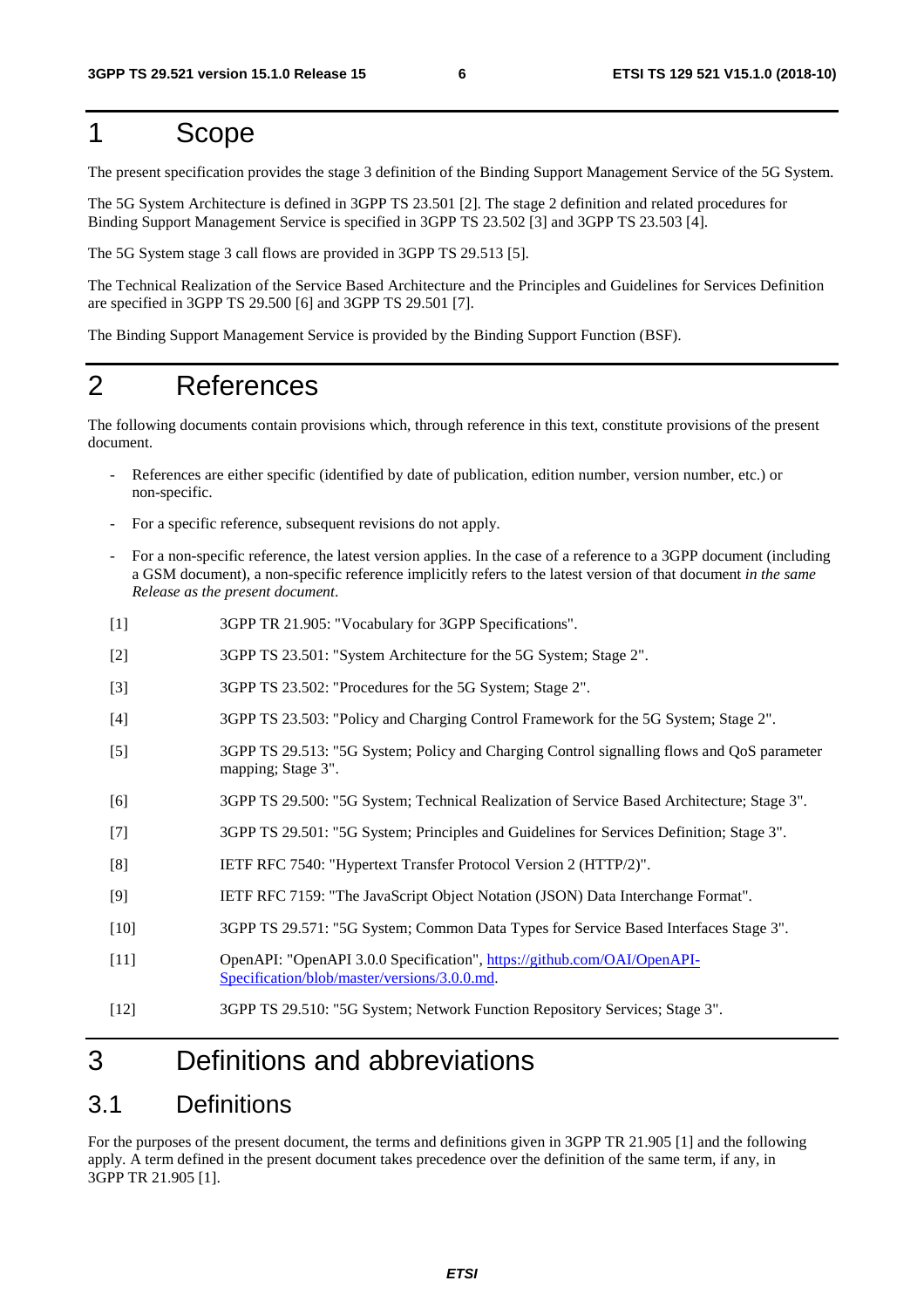# 1 Scope

The present specification provides the stage 3 definition of the Binding Support Management Service of the 5G System.

The 5G System Architecture is defined in 3GPP TS 23.501 [2]. The stage 2 definition and related procedures for Binding Support Management Service is specified in 3GPP TS 23.502 [3] and 3GPP TS 23.503 [4].

The 5G System stage 3 call flows are provided in 3GPP TS 29.513 [5].

The Technical Realization of the Service Based Architecture and the Principles and Guidelines for Services Definition are specified in 3GPP TS 29.500 [6] and 3GPP TS 29.501 [7].

The Binding Support Management Service is provided by the Binding Support Function (BSF).

# 2 References

The following documents contain provisions which, through reference in this text, constitute provisions of the present document.

- References are either specific (identified by date of publication, edition number, version number, etc.) or non-specific.
- For a specific reference, subsequent revisions do not apply.
- For a non-specific reference, the latest version applies. In the case of a reference to a 3GPP document (including a GSM document), a non-specific reference implicitly refers to the latest version of that document *in the same Release as the present document*.

[1] 3GPP TR 21.905: "Vocabulary for 3GPP Specifications".

[2] 3GPP TS 23.501: "System Architecture for the 5G System; Stage 2".

[3] 3GPP TS 23.502: "Procedures for the 5G System; Stage 2".

[4] 3GPP TS 23.503: "Policy and Charging Control Framework for the 5G System; Stage 2".

[5] 3GPP TS 29.513: "5G System; Policy and Charging Control signalling flows and QoS parameter mapping; Stage 3".

[6] 3GPP TS 29.500: "5G System; Technical Realization of Service Based Architecture; Stage 3".

[7] 3GPP TS 29.501: "5G System; Principles and Guidelines for Services Definition; Stage 3".

[8] IETF RFC 7540: "Hypertext Transfer Protocol Version 2 (HTTP/2)".

[9] IETF RFC 7159: "The JavaScript Object Notation (JSON) Data Interchange Format".

[10] 3GPP TS 29.571: "5G System; Common Data Types for Service Based Interfaces Stage 3".

[11] OpenAPI: "OpenAPI 3.0.0 Specification", https://github.com/OAI/OpenAPI-Specification/blob/master/versions/3.0.0.md.

[12] 3GPP TS 29.510: "5G System; Network Function Repository Services; Stage 3".

# 3 Definitions and abbreviations

## 3.1 Definitions

For the purposes of the present document, the terms and definitions given in 3GPP TR 21.905 [1] and the following apply. A term defined in the present document takes precedence over the definition of the same term, if any, in 3GPP TR 21.905 [1].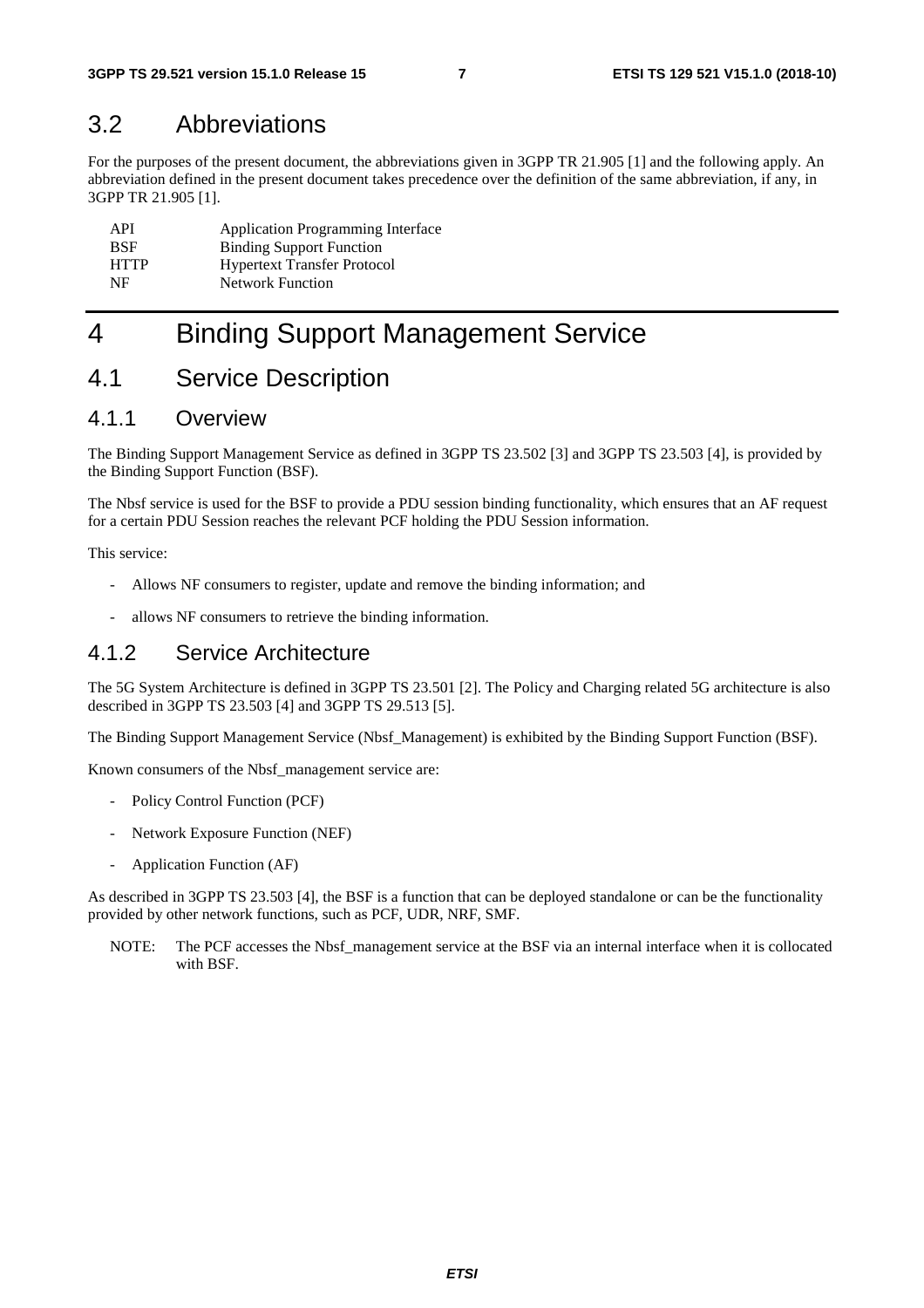## 3.2 Abbreviations

For the purposes of the present document, the abbreviations given in 3GPP TR 21.905 [1] and the following apply. An abbreviation defined in the present document takes precedence over the definition of the same abbreviation, if any, in 3GPP TR 21.905 [1].

| | |
|---|---|
| API | Application Programming Interface |
| BSF | Binding Support Function |
| HTTP | Hypertext Transfer Protocol |
| NF | Network Function |

# 4 Binding Support Management Service

## 4.1 Service Description

### 4.1.1 Overview

The Binding Support Management Service as defined in 3GPP TS 23.502 [3] and 3GPP TS 23.503 [4], is provided by the Binding Support Function (BSF).

The Nbsf service is used for the BSF to provide a PDU session binding functionality, which ensures that an AF request for a certain PDU Session reaches the relevant PCF holding the PDU Session information.

This service:

- Allows NF consumers to register, update and remove the binding information; and
- allows NF consumers to retrieve the binding information.

### 4.1.2 Service Architecture

The 5G System Architecture is defined in 3GPP TS 23.501 [2]. The Policy and Charging related 5G architecture is also described in 3GPP TS 23.503 [4] and 3GPP TS 29.513 [5].

The Binding Support Management Service (Nbsf_Management) is exhibited by the Binding Support Function (BSF).

Known consumers of the Nbsf_management service are:

- Policy Control Function (PCF)
- Network Exposure Function (NEF)
- Application Function (AF)

As described in 3GPP TS 23.503 [4], the BSF is a function that can be deployed standalone or can be the functionality provided by other network functions, such as PCF, UDR, NRF, SMF.

NOTE: The PCF accesses the Nbsf_management service at the BSF via an internal interface when it is collocated with BSF.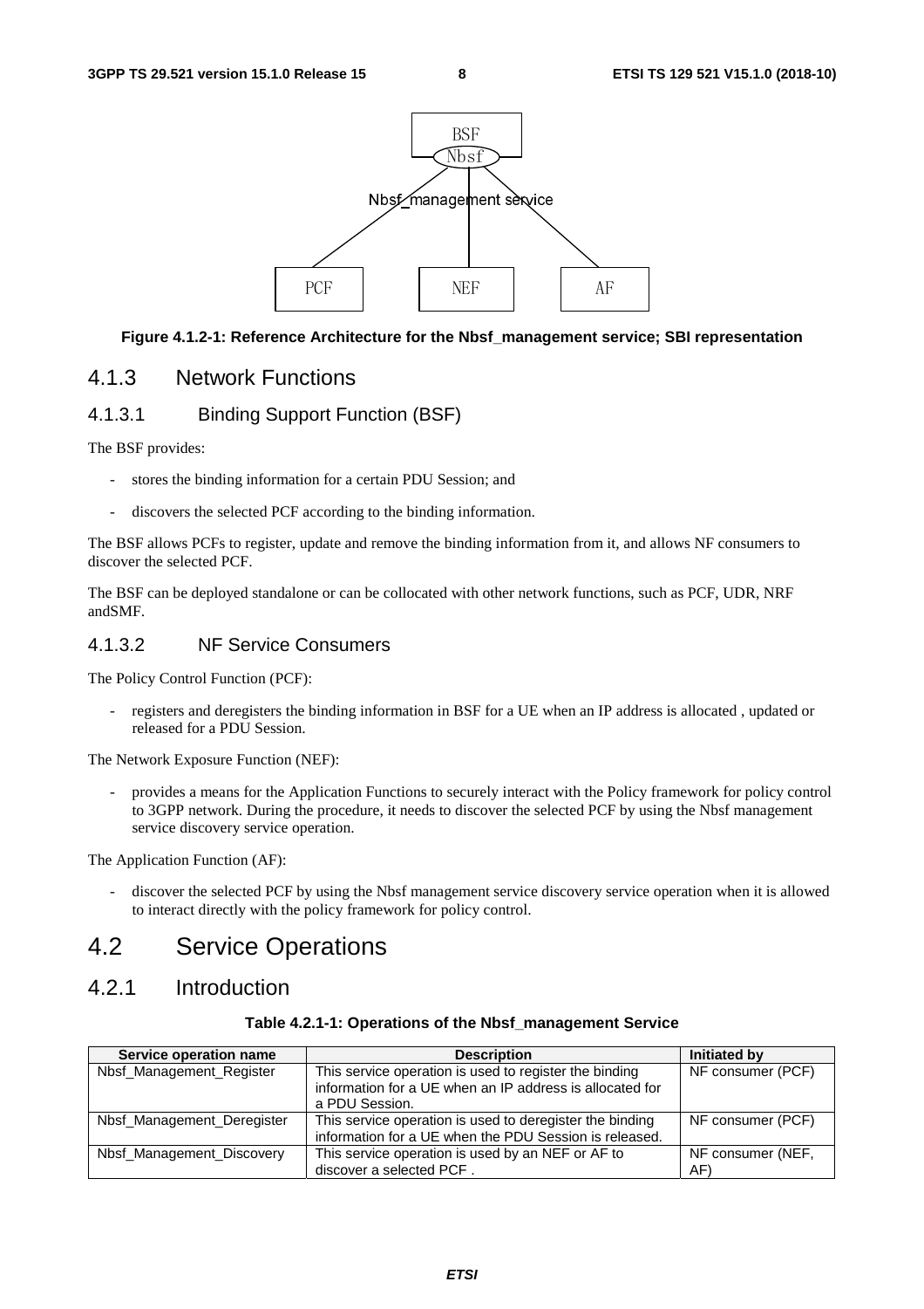Figure 4.1.2-1: Reference Architecture for the Nbsf_management service; SBI representation

### 4.1.3 Network Functions

#### 4.1.3.1 Binding Support Function (BSF)

The BSF provides:

- stores the binding information for a certain PDU Session; and
- discovers the selected PCF according to the binding information.

The BSF allows PCFs to register, update and remove the binding information from it, and allows NF consumers to discover the selected PCF.

The BSF can be deployed standalone or can be collocated with other network functions, such as PCF, UDR, NRF andSMF.

#### 4.1.3.2 NF Service Consumers

The Policy Control Function (PCF):

- registers and deregisters the binding information in BSF for a UE when an IP address is allocated , updated or released for a PDU Session.

The Network Exposure Function (NEF):

- provides a means for the Application Functions to securely interact with the Policy framework for policy control to 3GPP network. During the procedure, it needs to discover the selected PCF by using the Nbsf management service discovery service operation.

The Application Function (AF):

- discover the selected PCF by using the Nbsf management service discovery service operation when it is allowed to interact directly with the policy framework for policy control.

## 4.2 Service Operations

### 4.2.1 Introduction

**Table 4.2.1-1: Operations of the Nbsf_management Service**

| Service operation name | Description | Initiated by |
|---|---|---|
| Nbsf_Management_Register | This service operation is used to register the binding information for a UE when an IP address is allocated for a PDU Session. | NF consumer (PCF) |
| Nbsf_Management_Deregister | This service operation is used to deregister the binding information for a UE when the PDU Session is released. | NF consumer (PCF) |
| Nbsf_Management_Discovery | This service operation is used by an NEF or AF to discover a selected PCF . | NF consumer (NEF, AF) |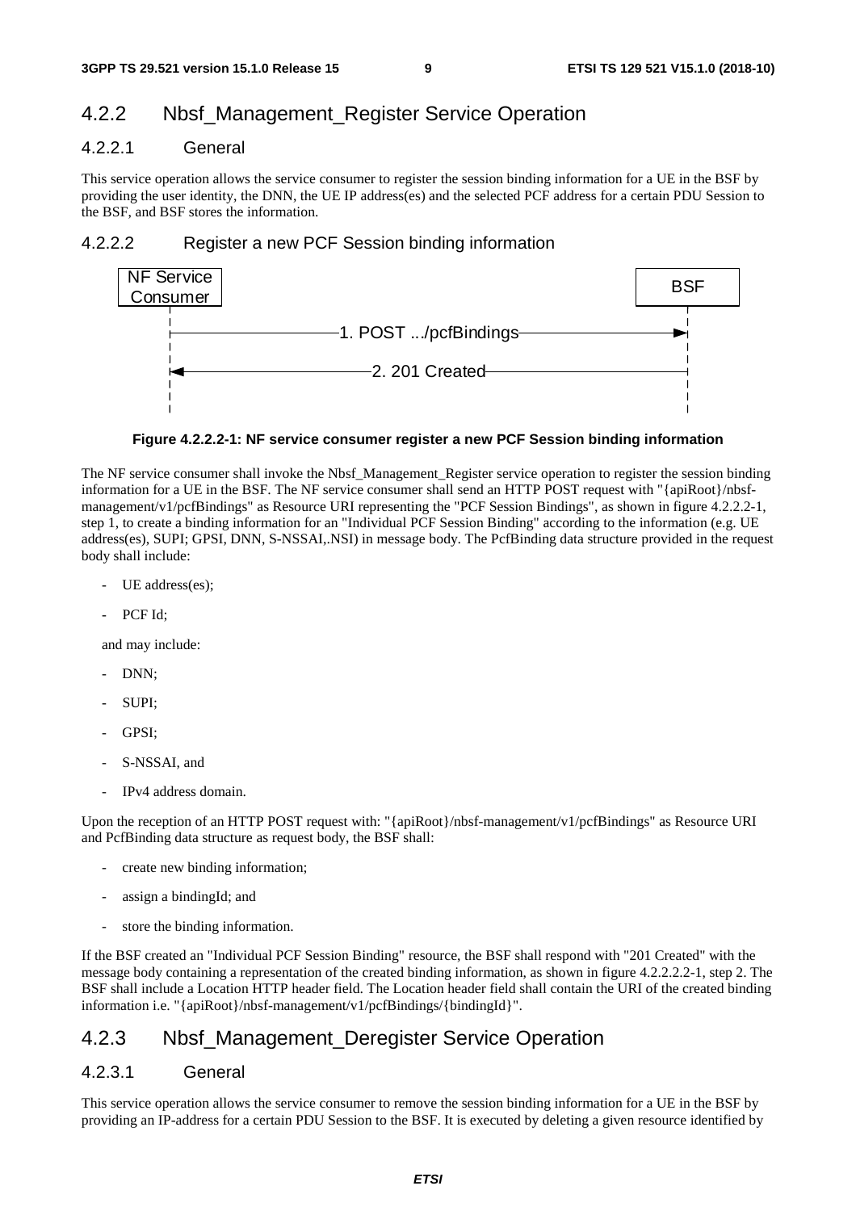## 4.2.2 Nbsf_Management_Register Service Operation

### 4.2.2.1 General

This service operation allows the service consumer to register the session binding information for a UE in the BSF by providing the user identity, the DNN, the UE IP address(es) and the selected PCF address for a certain PDU Session to the BSF, and BSF stores the information.

### 4.2.2.2 Register a new PCF Session binding information

```
NF Service                                                    BSF
Consumer
    |                                                          |
    |-------------------1. POST .../pcfBindings--------------->|
    |                                                          |
    |<------------------2. 201 Created-------------------------|
    |                                                          |
```

**Figure 4.2.2.2-1: NF service consumer register a new PCF Session binding information**

The NF service consumer shall invoke the Nbsf_Management_Register service operation to register the session binding information for a UE in the BSF. The NF service consumer shall send an HTTP POST request with "{apiRoot}/nbsf-management/v1/pcfBindings" as Resource URI representing the "PCF Session Bindings", as shown in figure 4.2.2.2-1, step 1, to create a binding information for an "Individual PCF Session Binding" according to the information (e.g. UE address(es), SUPI; GPSI, DNN, S-NSSAI,.NSI) in message body. The PcfBinding data structure provided in the request body shall include:

- UE address(es);
- PCF Id;

and may include:

- DNN;
- SUPI;
- GPSI;
- S-NSSAI, and
- IPv4 address domain.

Upon the reception of an HTTP POST request with: "{apiRoot}/nbsf-management/v1/pcfBindings" as Resource URI and PcfBinding data structure as request body, the BSF shall:

- create new binding information;
- assign a bindingId; and
- store the binding information.

If the BSF created an "Individual PCF Session Binding" resource, the BSF shall respond with "201 Created" with the message body containing a representation of the created binding information, as shown in figure 4.2.2.2.2-1, step 2. The BSF shall include a Location HTTP header field. The Location header field shall contain the URI of the created binding information i.e. "{apiRoot}/nbsf-management/v1/pcfBindings/{bindingId}".

## 4.2.3 Nbsf_Management_Deregister Service Operation

### 4.2.3.1 General

This service operation allows the service consumer to remove the session binding information for a UE in the BSF by providing an IP-address for a certain PDU Session to the BSF. It is executed by deleting a given resource identified by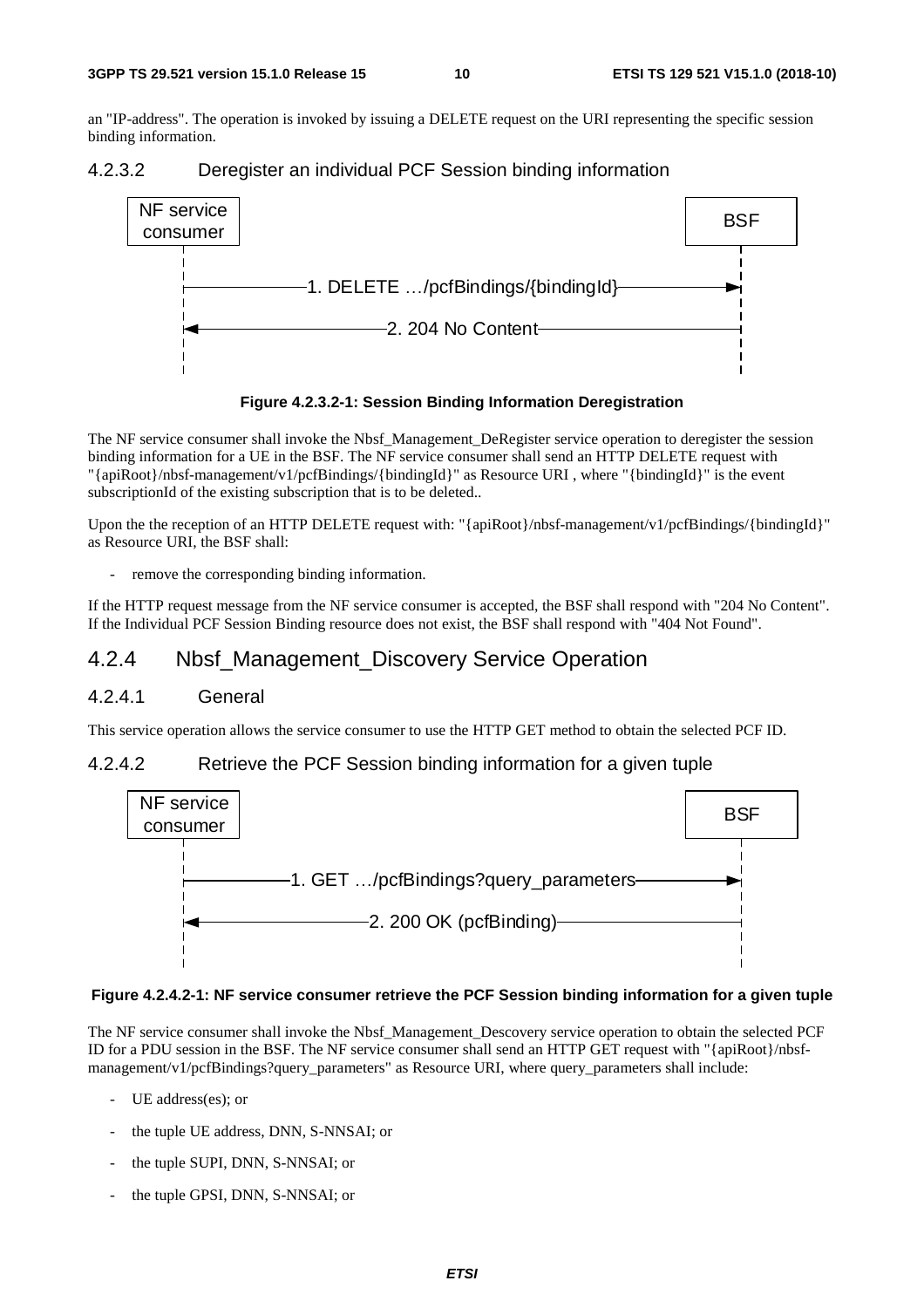an "IP-address". The operation is invoked by issuing a DELETE request on the URI representing the specific session binding information.

#### 4.2.3.2 Deregister an individual PCF Session binding information

NF service consumer → BSF: 1. DELETE …/pcfBindings/{bindingId}

BSF → NF service consumer: 2. 204 No Content

**Figure 4.2.3.2-1: Session Binding Information Deregistration**

The NF service consumer shall invoke the Nbsf_Management_DeRegister service operation to deregister the session binding information for a UE in the BSF. The NF service consumer shall send an HTTP DELETE request with "{apiRoot}/nbsf-management/v1/pcfBindings/{bindingId}" as Resource URI , where "{bindingId}" is the event subscriptionId of the existing subscription that is to be deleted..

Upon the the reception of an HTTP DELETE request with: "{apiRoot}/nbsf-management/v1/pcfBindings/{bindingId}" as Resource URI, the BSF shall:

- remove the corresponding binding information.

If the HTTP request message from the NF service consumer is accepted, the BSF shall respond with "204 No Content". If the Individual PCF Session Binding resource does not exist, the BSF shall respond with "404 Not Found".

### 4.2.4 Nbsf_Management_Discovery Service Operation

#### 4.2.4.1 General

This service operation allows the service consumer to use the HTTP GET method to obtain the selected PCF ID.

#### 4.2.4.2 Retrieve the PCF Session binding information for a given tuple

NF service consumer → BSF: 1. GET …/pcfBindings?query_parameters

BSF → NF service consumer: 2. 200 OK (pcfBinding)

**Figure 4.2.4.2-1: NF service consumer retrieve the PCF Session binding information for a given tuple**

The NF service consumer shall invoke the Nbsf_Management_Descovery service operation to obtain the selected PCF ID for a PDU session in the BSF. The NF service consumer shall send an HTTP GET request with "{apiRoot}/nbsf-management/v1/pcfBindings?query_parameters" as Resource URI, where query_parameters shall include:

- UE address(es); or
- the tuple UE address, DNN, S-NNSAI; or
- the tuple SUPI, DNN, S-NNSAI; or
- the tuple GPSI, DNN, S-NNSAI; or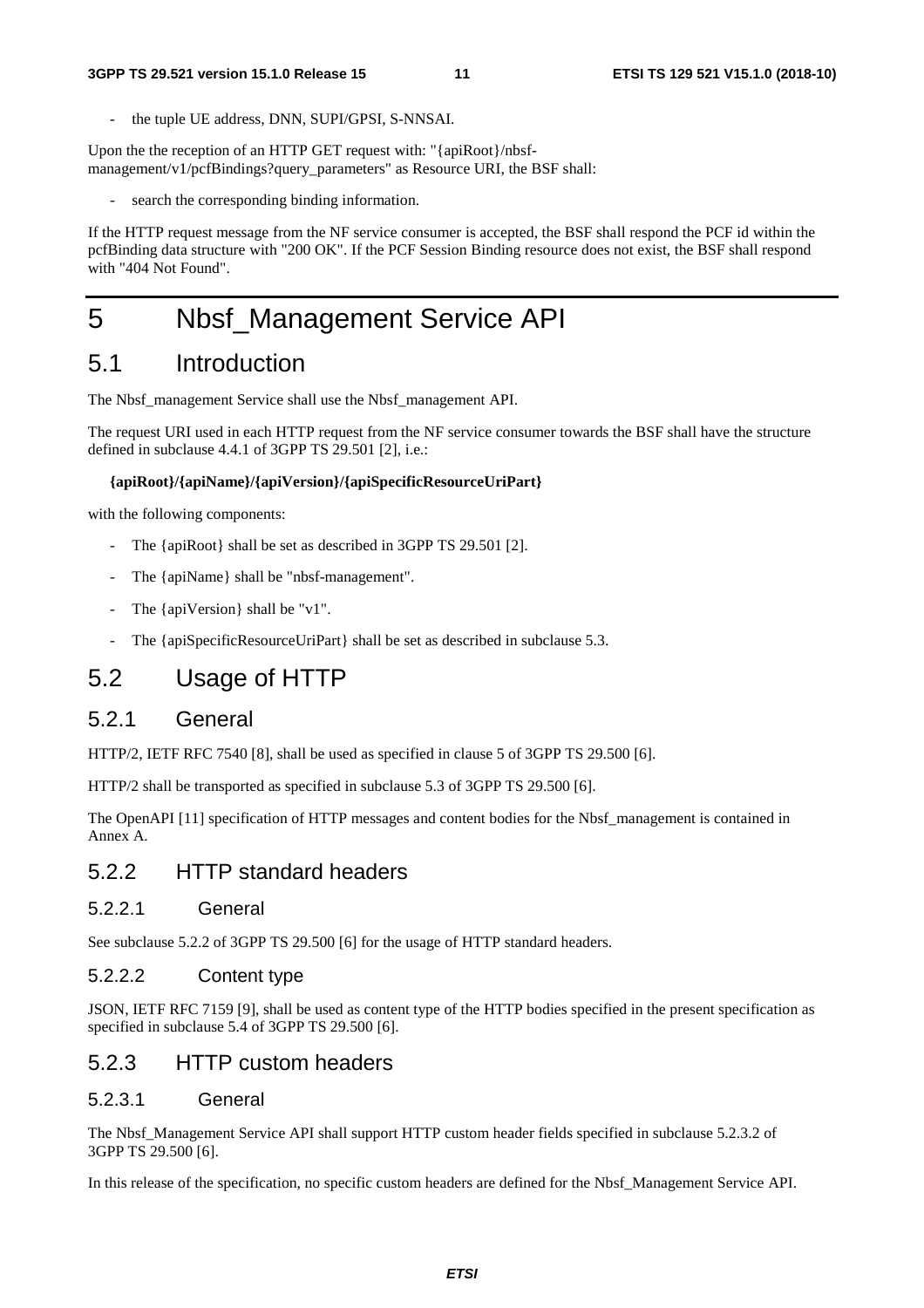- the tuple UE address, DNN, SUPI/GPSI, S-NNSAI.

Upon the the reception of an HTTP GET request with: "{apiRoot}/nbsf-management/v1/pcfBindings?query_parameters" as Resource URI, the BSF shall:

- search the corresponding binding information.

If the HTTP request message from the NF service consumer is accepted, the BSF shall respond the PCF id within the pcfBinding data structure with "200 OK". If the PCF Session Binding resource does not exist, the BSF shall respond with "404 Not Found".

# 5 Nbsf_Management Service API

## 5.1 Introduction

The Nbsf_management Service shall use the Nbsf_management API.

The request URI used in each HTTP request from the NF service consumer towards the BSF shall have the structure defined in subclause 4.4.1 of 3GPP TS 29.501 [2], i.e.:

**{apiRoot}/{apiName}/{apiVersion}/{apiSpecificResourceUriPart}**

with the following components:

- The {apiRoot} shall be set as described in 3GPP TS 29.501 [2].
- The {apiName} shall be "nbsf-management".
- The {apiVersion} shall be "v1".
- The {apiSpecificResourceUriPart} shall be set as described in subclause 5.3.

## 5.2 Usage of HTTP

### 5.2.1 General

HTTP/2, IETF RFC 7540 [8], shall be used as specified in clause 5 of 3GPP TS 29.500 [6].

HTTP/2 shall be transported as specified in subclause 5.3 of 3GPP TS 29.500 [6].

The OpenAPI [11] specification of HTTP messages and content bodies for the Nbsf_management is contained in Annex A.

### 5.2.2 HTTP standard headers

#### 5.2.2.1 General

See subclause 5.2.2 of 3GPP TS 29.500 [6] for the usage of HTTP standard headers.

#### 5.2.2.2 Content type

JSON, IETF RFC 7159 [9], shall be used as content type of the HTTP bodies specified in the present specification as specified in subclause 5.4 of 3GPP TS 29.500 [6].

### 5.2.3 HTTP custom headers

#### 5.2.3.1 General

The Nbsf_Management Service API shall support HTTP custom header fields specified in subclause 5.2.3.2 of 3GPP TS 29.500 [6].

In this release of the specification, no specific custom headers are defined for the Nbsf_Management Service API.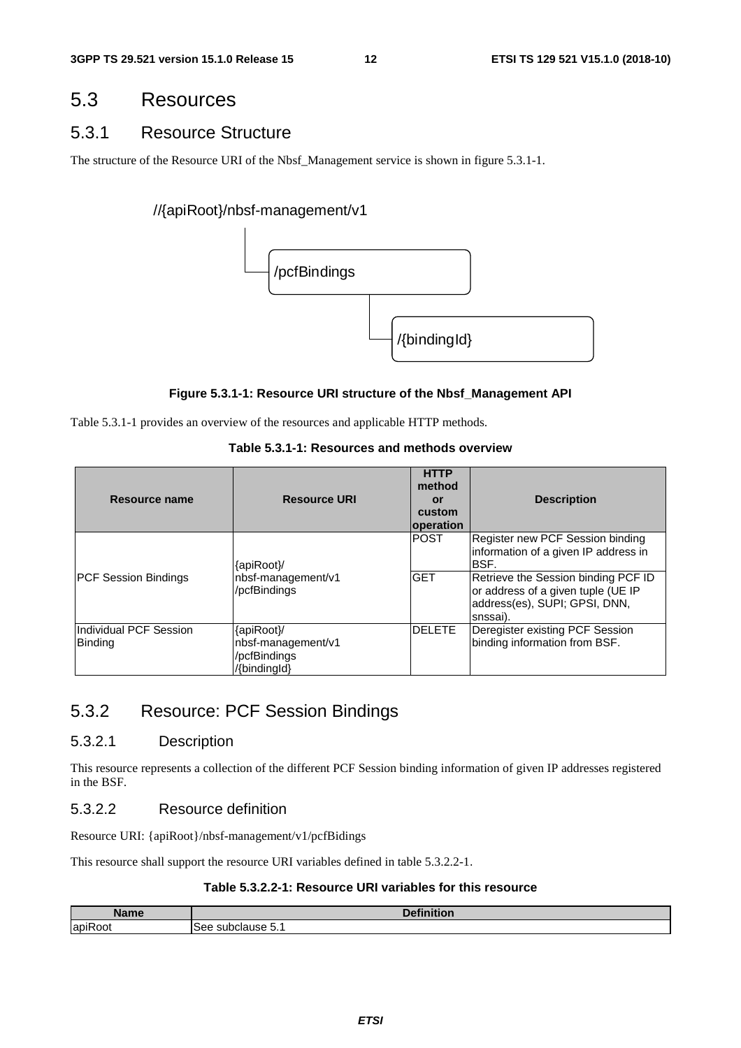## 5.3 Resources

### 5.3.1 Resource Structure

The structure of the Resource URI of the Nbsf_Management service is shown in figure 5.3.1-1.

//{apiRoot}/nbsf-management/v1

/pcfBindings

/{bindingId}

**Figure 5.3.1-1: Resource URI structure of the Nbsf_Management API**

Table 5.3.1-1 provides an overview of the resources and applicable HTTP methods.

**Table 5.3.1-1: Resources and methods overview**

| Resource name | Resource URI | HTTP method or custom operation | Description |
|---|---|---|---|
| PCF Session Bindings | {apiRoot}/ nbsf-management/v1 /pcfBindings | POST | Register new PCF Session binding information of a given IP address in BSF. |
| | | GET | Retrieve the Session binding PCF ID or address of a given tuple (UE IP address(es), SUPI; GPSI, DNN, snssai). |
| Individual PCF Session Binding | {apiRoot}/ nbsf-management/v1 /pcfBindings /{bindingId} | DELETE | Deregister existing PCF Session binding information from BSF. |

### 5.3.2 Resource: PCF Session Bindings

#### 5.3.2.1 Description

This resource represents a collection of the different PCF Session binding information of given IP addresses registered in the BSF.

#### 5.3.2.2 Resource definition

Resource URI: {apiRoot}/nbsf-management/v1/pcfBidings

This resource shall support the resource URI variables defined in table 5.3.2.2-1.

**Table 5.3.2.2-1: Resource URI variables for this resource**

| Name | Definition |
|---|---|
| apiRoot | See subclause 5.1 |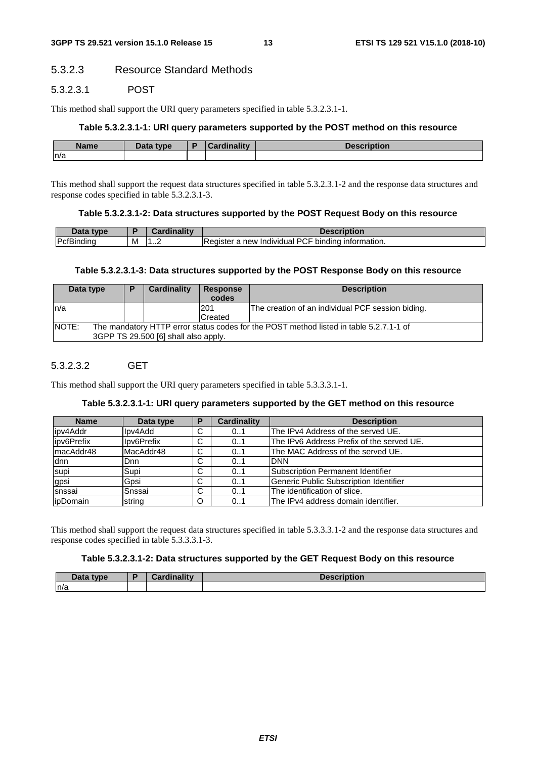#### 5.3.2.3 Resource Standard Methods

##### 5.3.2.3.1 POST

This method shall support the URI query parameters specified in table 5.3.2.3.1-1.

**Table 5.3.2.3.1-1: URI query parameters supported by the POST method on this resource**

| Name | Data type | P | Cardinality | Description |
|---|---|---|---|---|
| n/a | | | | |

This method shall support the request data structures specified in table 5.3.2.3.1-2 and the response data structures and response codes specified in table 5.3.2.3.1-3.

**Table 5.3.2.3.1-2: Data structures supported by the POST Request Body on this resource**

| Data type | P | Cardinality | Description |
|---|---|---|---|
| PcfBinding | M | 1..2 | Register a new Individual PCF binding information. |

**Table 5.3.2.3.1-3: Data structures supported by the POST Response Body on this resource**

| Data type | P | Cardinality | Response codes | Description |
|---|---|---|---|---|
| n/a | | | 201 Created | The creation of an individual PCF session biding. |
| NOTE: The mandatory HTTP error status codes for the POST method listed in table 5.2.7.1-1 of 3GPP TS 29.500 [6] shall also apply. | | | | |

##### 5.3.2.3.2 GET

This method shall support the URI query parameters specified in table 5.3.3.3.1-1.

**Table 5.3.2.3.1-1: URI query parameters supported by the GET method on this resource**

| Name | Data type | P | Cardinality | Description |
|---|---|---|---|---|
| ipv4Addr | Ipv4Add | C | 0..1 | The IPv4 Address of the served UE. |
| ipv6Prefix | Ipv6Prefix | C | 0..1 | The IPv6 Address Prefix of the served UE. |
| macAddr48 | MacAddr48 | C | 0..1 | The MAC Address of the served UE. |
| dnn | Dnn | C | 0..1 | DNN |
| supi | Supi | C | 0..1 | Subscription Permanent Identifier |
| gpsi | Gpsi | C | 0..1 | Generic Public Subscription Identifier |
| snssai | Snssai | C | 0..1 | The identification of slice. |
| ipDomain | string | O | 0..1 | The IPv4 address domain identifier. |

This method shall support the request data structures specified in table 5.3.3.3.1-2 and the response data structures and response codes specified in table 5.3.3.3.1-3.

**Table 5.3.2.3.1-2: Data structures supported by the GET Request Body on this resource**

| Data type | P | Cardinality | Description |
|---|---|---|---|
| n/a | | | |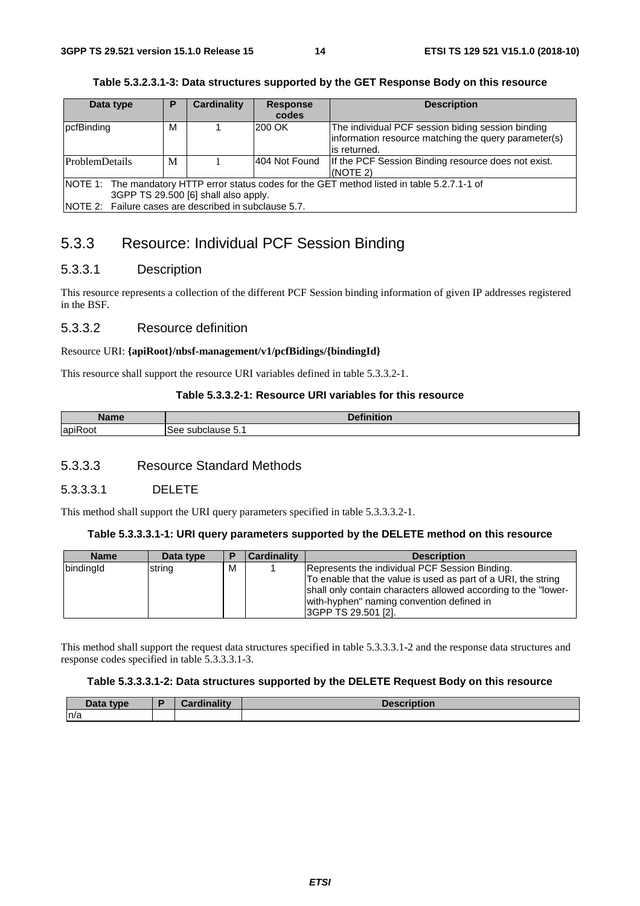**Table 5.3.2.3.1-3: Data structures supported by the GET Response Body on this resource**

| Data type | P | Cardinality | Response codes | Description |
|---|---|---|---|---|
| pcfBinding | M | 1 | 200 OK | The individual PCF session biding session binding information resource matching the query parameter(s) is returned. |
| ProblemDetails | M | 1 | 404 Not Found | If the PCF Session Binding resource does not exist. (NOTE 2) |
| NOTE 1: The mandatory HTTP error status codes for the GET method listed in table 5.2.7.1-1 of 3GPP TS 29.500 [6] shall also apply.<br>NOTE 2: Failure cases are described in subclause 5.7. | | | | |

## 5.3.3 Resource: Individual PCF Session Binding

### 5.3.3.1 Description

This resource represents a collection of the different PCF Session binding information of given IP addresses registered in the BSF.

### 5.3.3.2 Resource definition

Resource URI: **{apiRoot}/nbsf-management/v1/pcfBidings/{bindingId}**

This resource shall support the resource URI variables defined in table 5.3.3.2-1.

**Table 5.3.3.2-1: Resource URI variables for this resource**

| Name | Definition |
|---|---|
| apiRoot | See subclause 5.1 |

### 5.3.3.3 Resource Standard Methods

#### 5.3.3.3.1 DELETE

This method shall support the URI query parameters specified in table 5.3.3.3.2-1.

**Table 5.3.3.3.1-1: URI query parameters supported by the DELETE method on this resource**

| Name | Data type | P | Cardinality | Description |
|---|---|---|---|---|
| bindingId | string | M | 1 | Represents the individual PCF Session Binding.<br>To enable that the value is used as part of a URI, the string shall only contain characters allowed according to the "lower-with-hyphen" naming convention defined in 3GPP TS 29.501 [2]. |

This method shall support the request data structures specified in table 5.3.3.3.1-2 and the response data structures and response codes specified in table 5.3.3.3.1-3.

**Table 5.3.3.3.1-2: Data structures supported by the DELETE Request Body on this resource**

| Data type | P | Cardinality | Description |
|---|---|---|---|
| n/a | | | |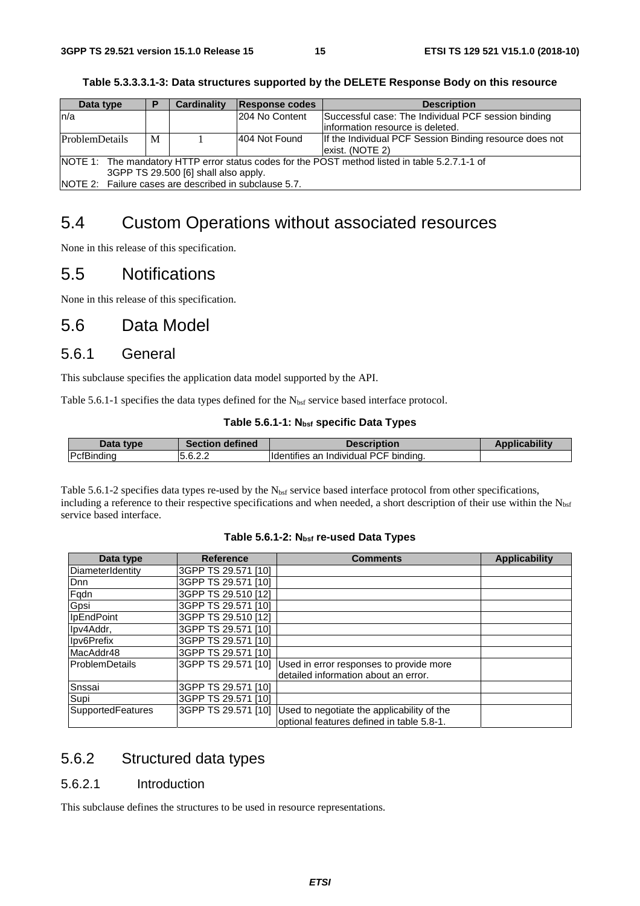**Table 5.3.3.3.1-3: Data structures supported by the DELETE Response Body on this resource**

| Data type | P | Cardinality | Response codes | Description |
|---|---|---|---|---|
| n/a | | | 204 No Content | Successful case: The Individual PCF session binding information resource is deleted. |
| ProblemDetails | M | 1 | 404 Not Found | If the Individual PCF Session Binding resource does not exist. (NOTE 2) |
| NOTE 1: The mandatory HTTP error status codes for the POST method listed in table 5.2.7.1-1 of 3GPP TS 29.500 [6] shall also apply.<br>NOTE 2: Failure cases are described in subclause 5.7. | | | | |

# 5.4 Custom Operations without associated resources

None in this release of this specification.

# 5.5 Notifications

None in this release of this specification.

# 5.6 Data Model

## 5.6.1 General

This subclause specifies the application data model supported by the API.

Table 5.6.1-1 specifies the data types defined for the $N_{bsf}$ service based interface protocol.

**Table 5.6.1-1: $N_{bsf}$ specific Data Types**

| Data type | Section defined | Description | Applicability |
|---|---|---|---|
| PcfBinding | 5.6.2.2 | Identifies an Individual PCF binding. | |

Table 5.6.1-2 specifies data types re-used by the $N_{bsf}$ service based interface protocol from other specifications, including a reference to their respective specifications and when needed, a short description of their use within the $N_{bsf}$ service based interface.

**Table 5.6.1-2: $N_{bsf}$ re-used Data Types**

| Data type | Reference | Comments | Applicability |
|---|---|---|---|
| DiameterIdentity | 3GPP TS 29.571 [10] | | |
| Dnn | 3GPP TS 29.571 [10] | | |
| Fqdn | 3GPP TS 29.510 [12] | | |
| Gpsi | 3GPP TS 29.571 [10] | | |
| IpEndPoint | 3GPP TS 29.510 [12] | | |
| Ipv4Addr, | 3GPP TS 29.571 [10] | | |
| Ipv6Prefix | 3GPP TS 29.571 [10] | | |
| MacAddr48 | 3GPP TS 29.571 [10] | | |
| ProblemDetails | 3GPP TS 29.571 [10] | Used in error responses to provide more detailed information about an error. | |
| Snssai | 3GPP TS 29.571 [10] | | |
| Supi | 3GPP TS 29.571 [10] | | |
| SupportedFeatures | 3GPP TS 29.571 [10] | Used to negotiate the applicability of the optional features defined in table 5.8-1. | |

## 5.6.2 Structured data types

### 5.6.2.1 Introduction

This subclause defines the structures to be used in resource representations.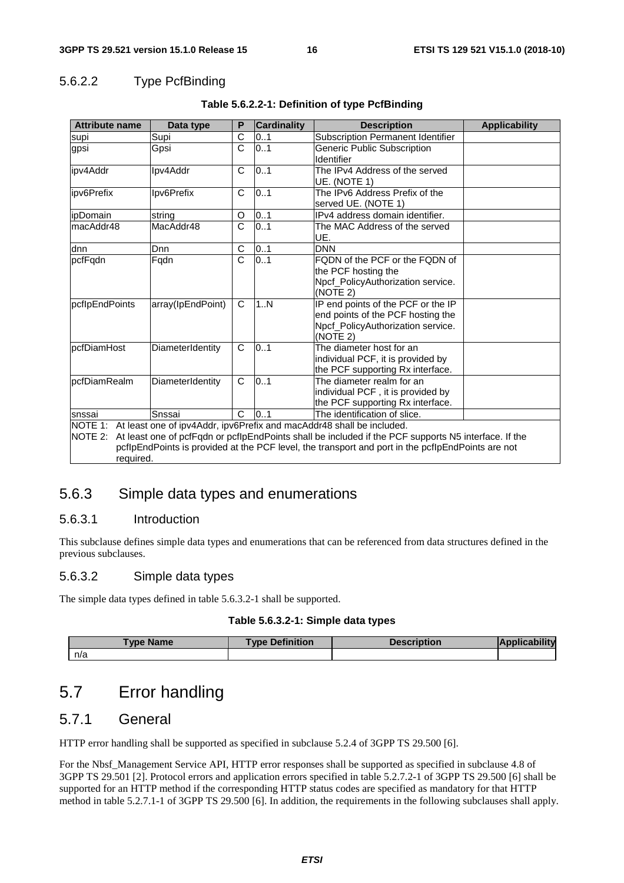#### 5.6.2.2 Type PcfBinding

**Table 5.6.2.2-1: Definition of type PcfBinding**

| Attribute name | Data type | P | Cardinality | Description | Applicability |
| --- | --- | --- | --- | --- | --- |
| supi | Supi | C | 0..1 | Subscription Permanent Identifier | |
| gpsi | Gpsi | C | 0..1 | Generic Public Subscription Identifier | |
| ipv4Addr | Ipv4Addr | C | 0..1 | The IPv4 Address of the served UE. (NOTE 1) | |
| ipv6Prefix | Ipv6Prefix | C | 0..1 | The IPv6 Address Prefix of the served UE. (NOTE 1) | |
| ipDomain | string | O | 0..1 | IPv4 address domain identifier. | |
| macAddr48 | MacAddr48 | C | 0..1 | The MAC Address of the served UE. | |
| dnn | Dnn | C | 0..1 | DNN | |
| pcfFqdn | Fqdn | C | 0..1 | FQDN of the PCF or the FQDN of the PCF hosting the Npcf_PolicyAuthorization service. (NOTE 2) | |
| pcfIpEndPoints | array(IpEndPoint) | C | 1..N | IP end points of the PCF or the IP end points of the PCF hosting the Npcf_PolicyAuthorization service. (NOTE 2) | |
| pcfDiamHost | DiameterIdentity | C | 0..1 | The diameter host for an individual PCF, it is provided by the PCF supporting Rx interface. | |
| pcfDiamRealm | DiameterIdentity | C | 0..1 | The diameter realm for an individual PCF , it is provided by the PCF supporting Rx interface. | |
| snssai | Snssai | C | 0..1 | The identification of slice. | |
| NOTE 1: At least one of ipv4Addr, ipv6Prefix and macAddr48 shall be included.<br>NOTE 2: At least one of pcfFqdn or pcfIpEndPoints shall be included if the PCF supports N5 interface. If the pcfIpEndPoints is provided at the PCF level, the transport and port in the pcfIpEndPoints are not required. | | | | | |

### 5.6.3 Simple data types and enumerations

#### 5.6.3.1 Introduction

This subclause defines simple data types and enumerations that can be referenced from data structures defined in the previous subclauses.

#### 5.6.3.2 Simple data types

The simple data types defined in table 5.6.3.2-1 shall be supported.

**Table 5.6.3.2-1: Simple data types**

| Type Name | Type Definition | Description | Applicability |
| --- | --- | --- | --- |
| n/a | | | |

## 5.7 Error handling

### 5.7.1 General

HTTP error handling shall be supported as specified in subclause 5.2.4 of 3GPP TS 29.500 [6].

For the Nbsf_Management Service API, HTTP error responses shall be supported as specified in subclause 4.8 of 3GPP TS 29.501 [2]. Protocol errors and application errors specified in table 5.2.7.2-1 of 3GPP TS 29.500 [6] shall be supported for an HTTP method if the corresponding HTTP status codes are specified as mandatory for that HTTP method in table 5.2.7.1-1 of 3GPP TS 29.500 [6]. In addition, the requirements in the following subclauses shall apply.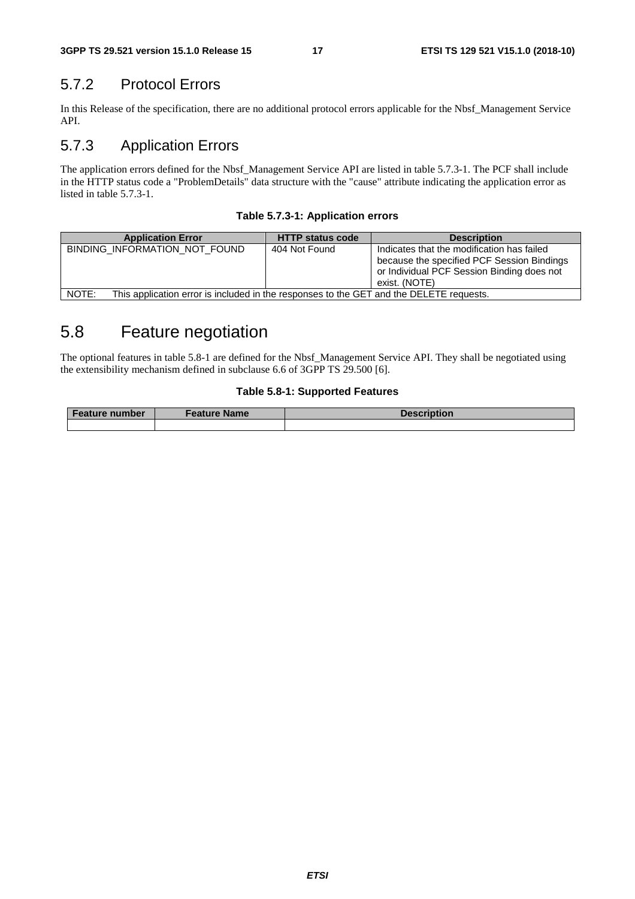### 5.7.2 Protocol Errors

In this Release of the specification, there are no additional protocol errors applicable for the Nbsf_Management Service API.

### 5.7.3 Application Errors

The application errors defined for the Nbsf_Management Service API are listed in table 5.7.3-1. The PCF shall include in the HTTP status code a "ProblemDetails" data structure with the "cause" attribute indicating the application error as listed in table 5.7.3-1.

**Table 5.7.3-1: Application errors**

| Application Error | HTTP status code | Description |
| --- | --- | --- |
| BINDING_INFORMATION_NOT_FOUND | 404 Not Found | Indicates that the modification has failed because the specified PCF Session Bindings or Individual PCF Session Binding does not exist. (NOTE) |
| NOTE: This application error is included in the responses to the GET and the DELETE requests. | | |

## 5.8 Feature negotiation

The optional features in table 5.8-1 are defined for the Nbsf_Management Service API. They shall be negotiated using the extensibility mechanism defined in subclause 6.6 of 3GPP TS 29.500 [6].

**Table 5.8-1: Supported Features**

| Feature number | Feature Name | Description |
| --- | --- | --- |
| | | |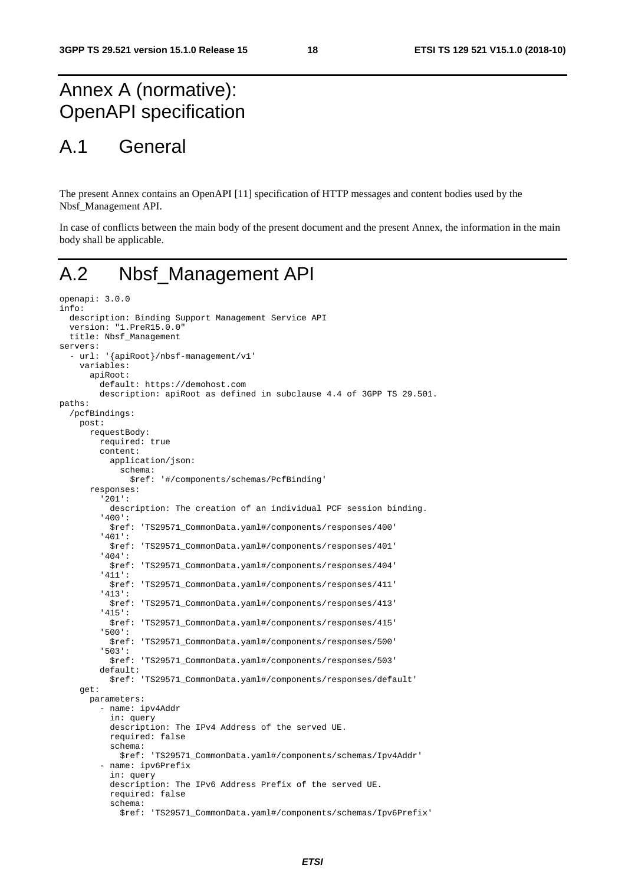# Annex A (normative): OpenAPI specification

## A.1 General

The present Annex contains an OpenAPI [11] specification of HTTP messages and content bodies used by the Nbsf_Management API.

In case of conflicts between the main body of the present document and the present Annex, the information in the main body shall be applicable.

## A.2 Nbsf_Management API

```
openapi: 3.0.0
info:
  description: Binding Support Management Service API
  version: "1.PreR15.0.0"
  title: Nbsf_Management
servers:
  - url: '{apiRoot}/nbsf-management/v1'
    variables:
      apiRoot:
        default: https://demohost.com
        description: apiRoot as defined in subclause 4.4 of 3GPP TS 29.501.
paths:
  /pcfBindings:
    post:
      requestBody:
        required: true
        content:
          application/json:
            schema:
              $ref: '#/components/schemas/PcfBinding'
      responses:
        '201':
          description: The creation of an individual PCF session binding.
        '400':
          $ref: 'TS29571_CommonData.yaml#/components/responses/400'
        '401':
          $ref: 'TS29571_CommonData.yaml#/components/responses/401'
        '404':
          $ref: 'TS29571_CommonData.yaml#/components/responses/404'
        '411':
          $ref: 'TS29571_CommonData.yaml#/components/responses/411'
        '413':
          $ref: 'TS29571_CommonData.yaml#/components/responses/413'
        '415':
          $ref: 'TS29571_CommonData.yaml#/components/responses/415'
        '500':
          $ref: 'TS29571_CommonData.yaml#/components/responses/500'
        '503':
          $ref: 'TS29571_CommonData.yaml#/components/responses/503'
        default:
          $ref: 'TS29571_CommonData.yaml#/components/responses/default'
    get:
      parameters:
        - name: ipv4Addr
          in: query
          description: The IPv4 Address of the served UE.
          required: false
          schema:
            $ref: 'TS29571_CommonData.yaml#/components/schemas/Ipv4Addr'
        - name: ipv6Prefix
          in: query
          description: The IPv6 Address Prefix of the served UE.
          required: false
          schema:
            $ref: 'TS29571_CommonData.yaml#/components/schemas/Ipv6Prefix'
```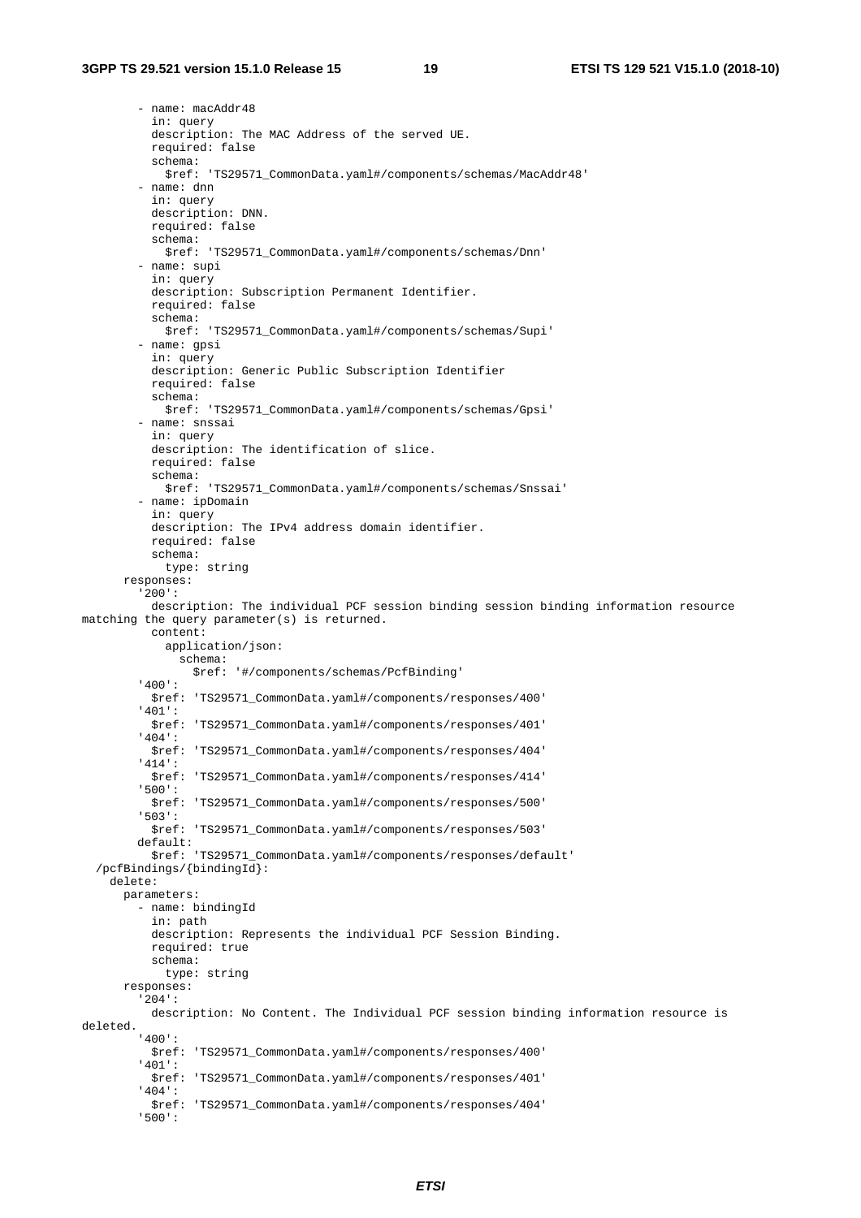```
        - name: macAddr48
          in: query
          description: The MAC Address of the served UE.
          required: false
          schema:
            $ref: 'TS29571_CommonData.yaml#/components/schemas/MacAddr48'
        - name: dnn
          in: query
          description: DNN.
          required: false
          schema:
            $ref: 'TS29571_CommonData.yaml#/components/schemas/Dnn'
        - name: supi
          in: query
          description: Subscription Permanent Identifier.
          required: false
          schema:
            $ref: 'TS29571_CommonData.yaml#/components/schemas/Supi'
        - name: gpsi
          in: query
          description: Generic Public Subscription Identifier
          required: false
          schema:
            $ref: 'TS29571_CommonData.yaml#/components/schemas/Gpsi'
        - name: snssai
          in: query
          description: The identification of slice.
          required: false
          schema:
            $ref: 'TS29571_CommonData.yaml#/components/schemas/Snssai'
        - name: ipDomain
          in: query
          description: The IPv4 address domain identifier.
          required: false
          schema:
            type: string
      responses:
        '200':
          description: The individual PCF session binding session binding information resource
matching the query parameter(s) is returned.
          content:
            application/json:
              schema:
                $ref: '#/components/schemas/PcfBinding'
        '400':
          $ref: 'TS29571_CommonData.yaml#/components/responses/400'
        '401':
          $ref: 'TS29571_CommonData.yaml#/components/responses/401'
        '404':
          $ref: 'TS29571_CommonData.yaml#/components/responses/404'
        '414':
          $ref: 'TS29571_CommonData.yaml#/components/responses/414'
        '500':
          $ref: 'TS29571_CommonData.yaml#/components/responses/500'
        '503':
          $ref: 'TS29571_CommonData.yaml#/components/responses/503'
        default:
          $ref: 'TS29571_CommonData.yaml#/components/responses/default'
  /pcfBindings/{bindingId}:
    delete:
      parameters:
        - name: bindingId
          in: path
          description: Represents the individual PCF Session Binding.
          required: true
          schema:
            type: string
      responses:
        '204':
          description: No Content. The Individual PCF session binding information resource is
deleted.
        '400':
          $ref: 'TS29571_CommonData.yaml#/components/responses/400'
        '401':
          $ref: 'TS29571_CommonData.yaml#/components/responses/401'
        '404':
          $ref: 'TS29571_CommonData.yaml#/components/responses/404'
        '500':
```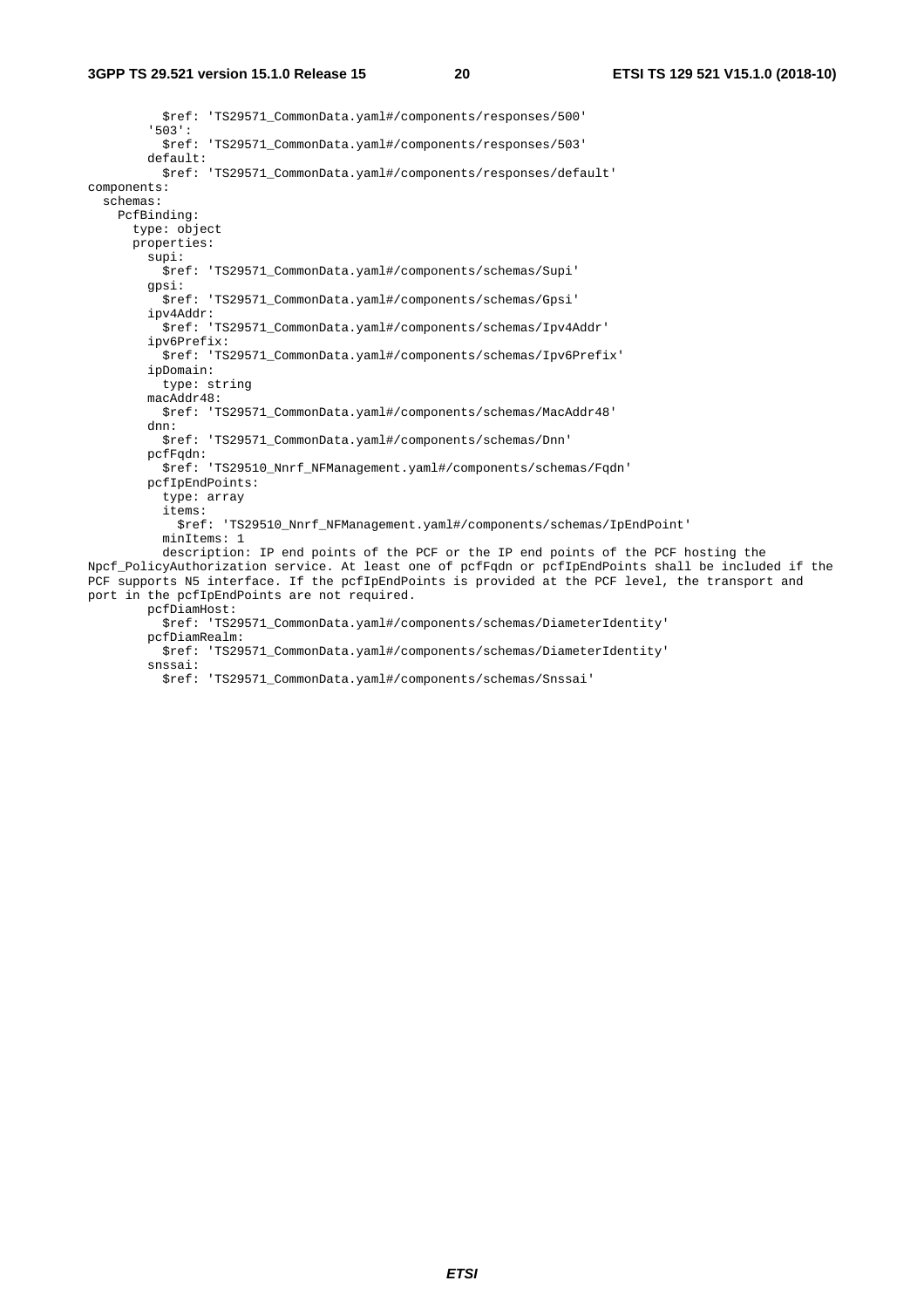```
          $ref: 'TS29571_CommonData.yaml#/components/responses/500'
        '503':
          $ref: 'TS29571_CommonData.yaml#/components/responses/503'
        default:
          $ref: 'TS29571_CommonData.yaml#/components/responses/default'
components:
  schemas:
    PcfBinding:
      type: object
      properties:
        supi:
          $ref: 'TS29571_CommonData.yaml#/components/schemas/Supi'
        gpsi:
          $ref: 'TS29571_CommonData.yaml#/components/schemas/Gpsi'
        ipv4Addr:
          $ref: 'TS29571_CommonData.yaml#/components/schemas/Ipv4Addr'
        ipv6Prefix:
          $ref: 'TS29571_CommonData.yaml#/components/schemas/Ipv6Prefix'
        ipDomain:
          type: string
        macAddr48:
          $ref: 'TS29571_CommonData.yaml#/components/schemas/MacAddr48'
        dnn:
          $ref: 'TS29571_CommonData.yaml#/components/schemas/Dnn'
        pcfFqdn:
          $ref: 'TS29510_Nnrf_NFManagement.yaml#/components/schemas/Fqdn'
        pcfIpEndPoints:
          type: array
          items:
            $ref: 'TS29510_Nnrf_NFManagement.yaml#/components/schemas/IpEndPoint'
          minItems: 1
          description: IP end points of the PCF or the IP end points of the PCF hosting the
Npcf_PolicyAuthorization service. At least one of pcfFqdn or pcfIpEndPoints shall be included if the
PCF supports N5 interface. If the pcfIpEndPoints is provided at the PCF level, the transport and
port in the pcfIpEndPoints are not required.
        pcfDiamHost:
          $ref: 'TS29571_CommonData.yaml#/components/schemas/DiameterIdentity'
        pcfDiamRealm:
          $ref: 'TS29571_CommonData.yaml#/components/schemas/DiameterIdentity'
        snssai:
          $ref: 'TS29571_CommonData.yaml#/components/schemas/Snssai'
```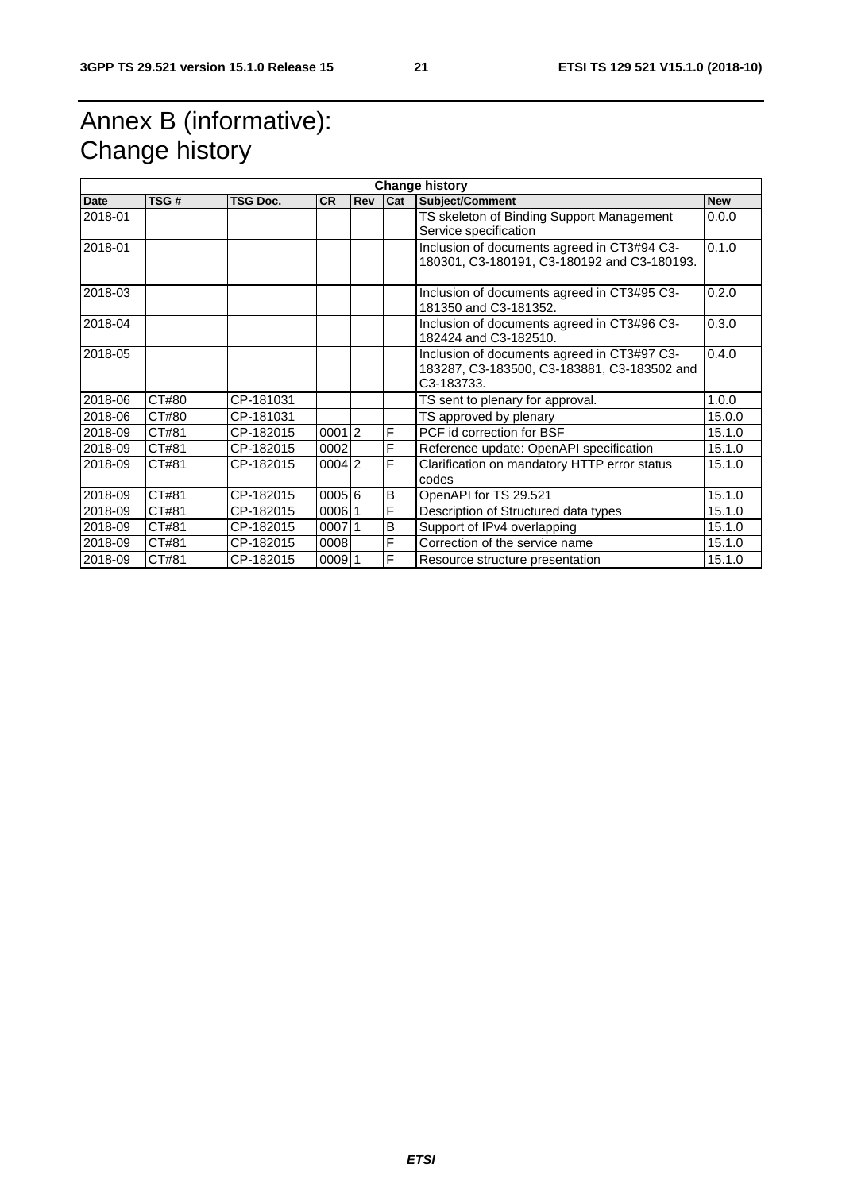# Annex B (informative): Change history

| Change history | | | | | | | |
|---|---|---|---|---|---|---|---|
| **Date** | **TSG #** | **TSG Doc.** | **CR** | **Rev** | **Cat** | **Subject/Comment** | **New** |
| 2018-01 | | | | | | TS skeleton of Binding Support Management Service specification | 0.0.0 |
| 2018-01 | | | | | | Inclusion of documents agreed in CT3#94 C3-180301, C3-180191, C3-180192 and C3-180193. | 0.1.0 |
| 2018-03 | | | | | | Inclusion of documents agreed in CT3#95 C3-181350 and C3-181352. | 0.2.0 |
| 2018-04 | | | | | | Inclusion of documents agreed in CT3#96 C3-182424 and C3-182510. | 0.3.0 |
| 2018-05 | | | | | | Inclusion of documents agreed in CT3#97 C3-183287, C3-183500, C3-183881, C3-183502 and C3-183733. | 0.4.0 |
| 2018-06 | CT#80 | CP-181031 | | | | TS sent to plenary for approval. | 1.0.0 |
| 2018-06 | CT#80 | CP-181031 | | | | TS approved by plenary | 15.0.0 |
| 2018-09 | CT#81 | CP-182015 | 0001 | 2 | F | PCF id correction for BSF | 15.1.0 |
| 2018-09 | CT#81 | CP-182015 | 0002 | | F | Reference update: OpenAPI specification | 15.1.0 |
| 2018-09 | CT#81 | CP-182015 | 0004 | 2 | F | Clarification on mandatory HTTP error status codes | 15.1.0 |
| 2018-09 | CT#81 | CP-182015 | 0005 | 6 | B | OpenAPI for TS 29.521 | 15.1.0 |
| 2018-09 | CT#81 | CP-182015 | 0006 | 1 | F | Description of Structured data types | 15.1.0 |
| 2018-09 | CT#81 | CP-182015 | 0007 | 1 | B | Support of IPv4 overlapping | 15.1.0 |
| 2018-09 | CT#81 | CP-182015 | 0008 | | F | Correction of the service name | 15.1.0 |
| 2018-09 | CT#81 | CP-182015 | 0009 | 1 | F | Resource structure presentation | 15.1.0 |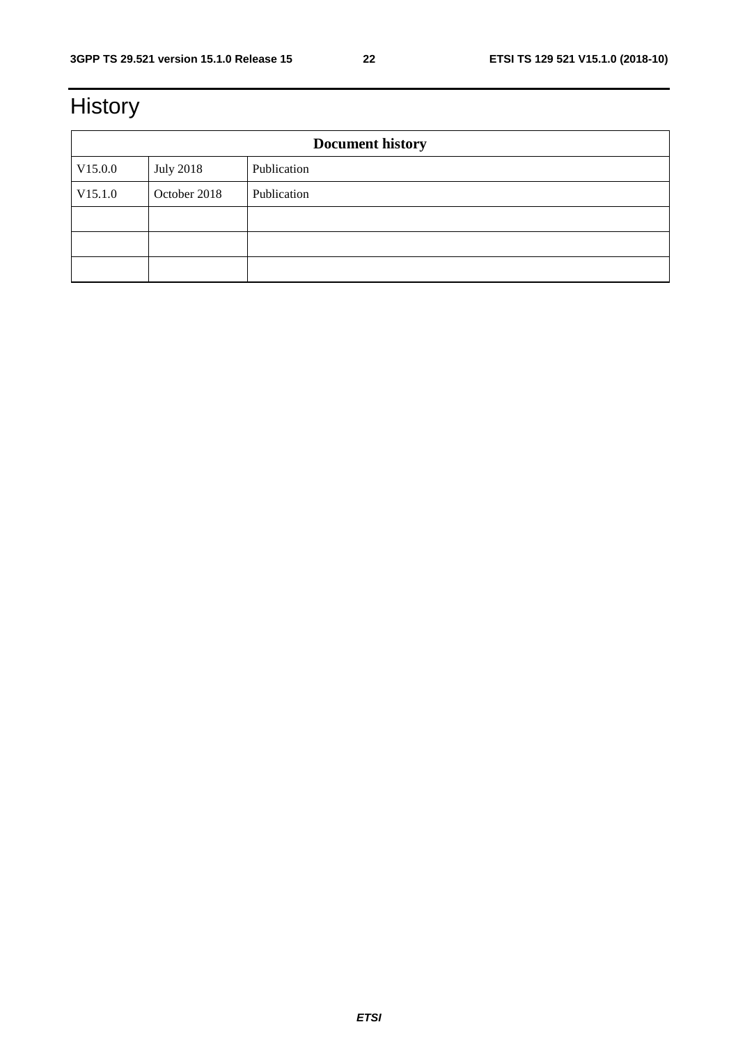# History

| Document history | | |
|---|---|---|
| V15.0.0 | July 2018 | Publication |
| V15.1.0 | October 2018 | Publication |
| | | |
| | | |
| | | |